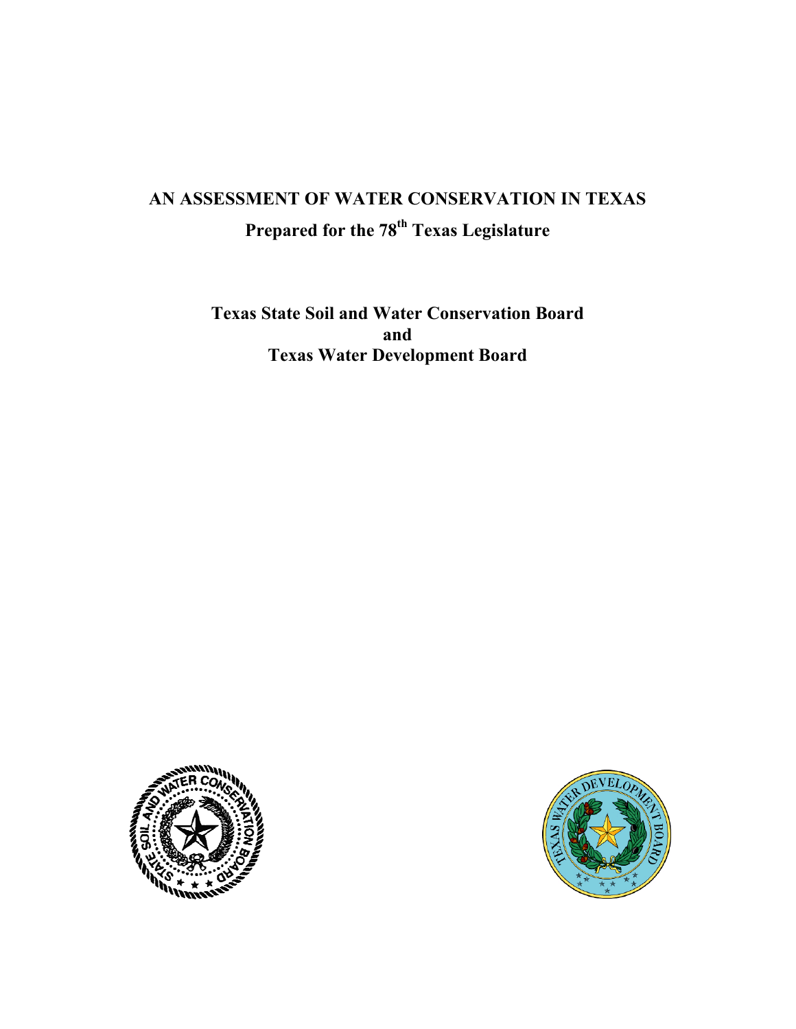# AN ASSESSMENT OF WATER CONSERVATION IN TEXAS

## Prepared for the 78th Texas Legislature

**Texas State Soil and Water Conservation Board**
**and**
**Texas Water Development Board**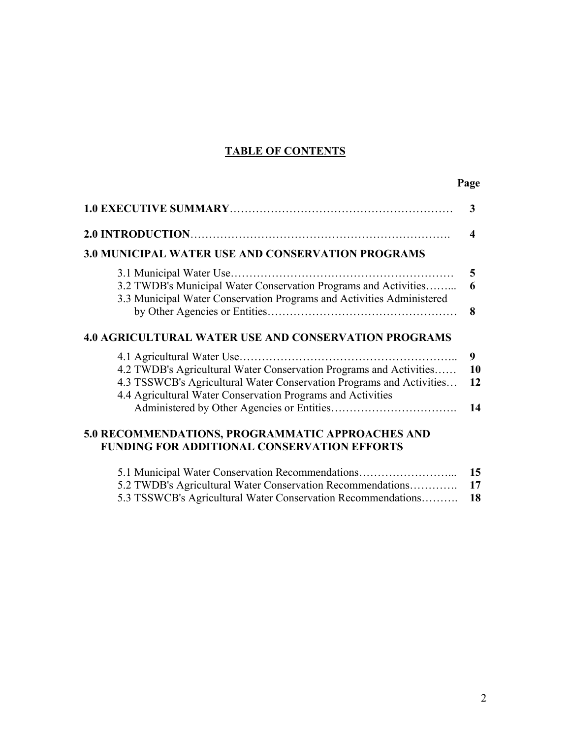## TABLE OF CONTENTS

| | Page |
|---|---|
| **1.0 EXECUTIVE SUMMARY** | **3** |
| **2.0 INTRODUCTION** | **4** |
| **3.0 MUNICIPAL WATER USE AND CONSERVATION PROGRAMS** | |
| 3.1 Municipal Water Use | **5** |
| 3.2 TWDB's Municipal Water Conservation Programs and Activities | **6** |
| 3.3 Municipal Water Conservation Programs and Activities Administered by Other Agencies or Entities | **8** |
| **4.0 AGRICULTURAL WATER USE AND CONSERVATION PROGRAMS** | |
| 4.1 Agricultural Water Use | **9** |
| 4.2 TWDB's Agricultural Water Conservation Programs and Activities | **10** |
| 4.3 TSSWCB's Agricultural Water Conservation Programs and Activities | **12** |
| 4.4 Agricultural Water Conservation Programs and Activities Administered by Other Agencies or Entities | **14** |
| **5.0 RECOMMENDATIONS, PROGRAMMATIC APPROACHES AND FUNDING FOR ADDITIONAL CONSERVATION EFFORTS** | |
| 5.1 Municipal Water Conservation Recommendations | **15** |
| 5.2 TWDB's Agricultural Water Conservation Recommendations | **17** |
| 5.3 TSSWCB's Agricultural Water Conservation Recommendations | **18** |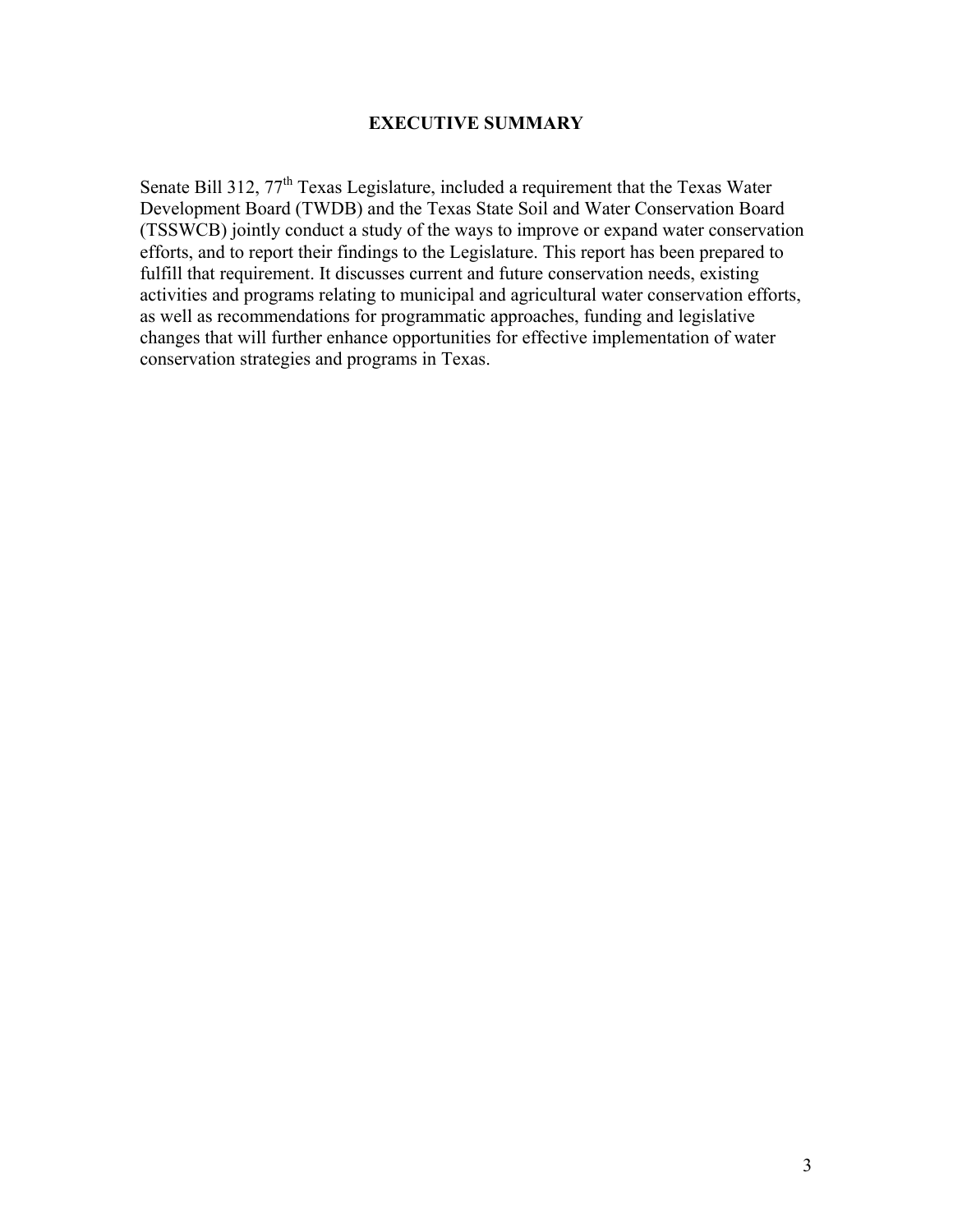# EXECUTIVE SUMMARY

Senate Bill 312, 77th Texas Legislature, included a requirement that the Texas Water Development Board (TWDB) and the Texas State Soil and Water Conservation Board (TSSWCB) jointly conduct a study of the ways to improve or expand water conservation efforts, and to report their findings to the Legislature. This report has been prepared to fulfill that requirement. It discusses current and future conservation needs, existing activities and programs relating to municipal and agricultural water conservation efforts, as well as recommendations for programmatic approaches, funding and legislative changes that will further enhance opportunities for effective implementation of water conservation strategies and programs in Texas.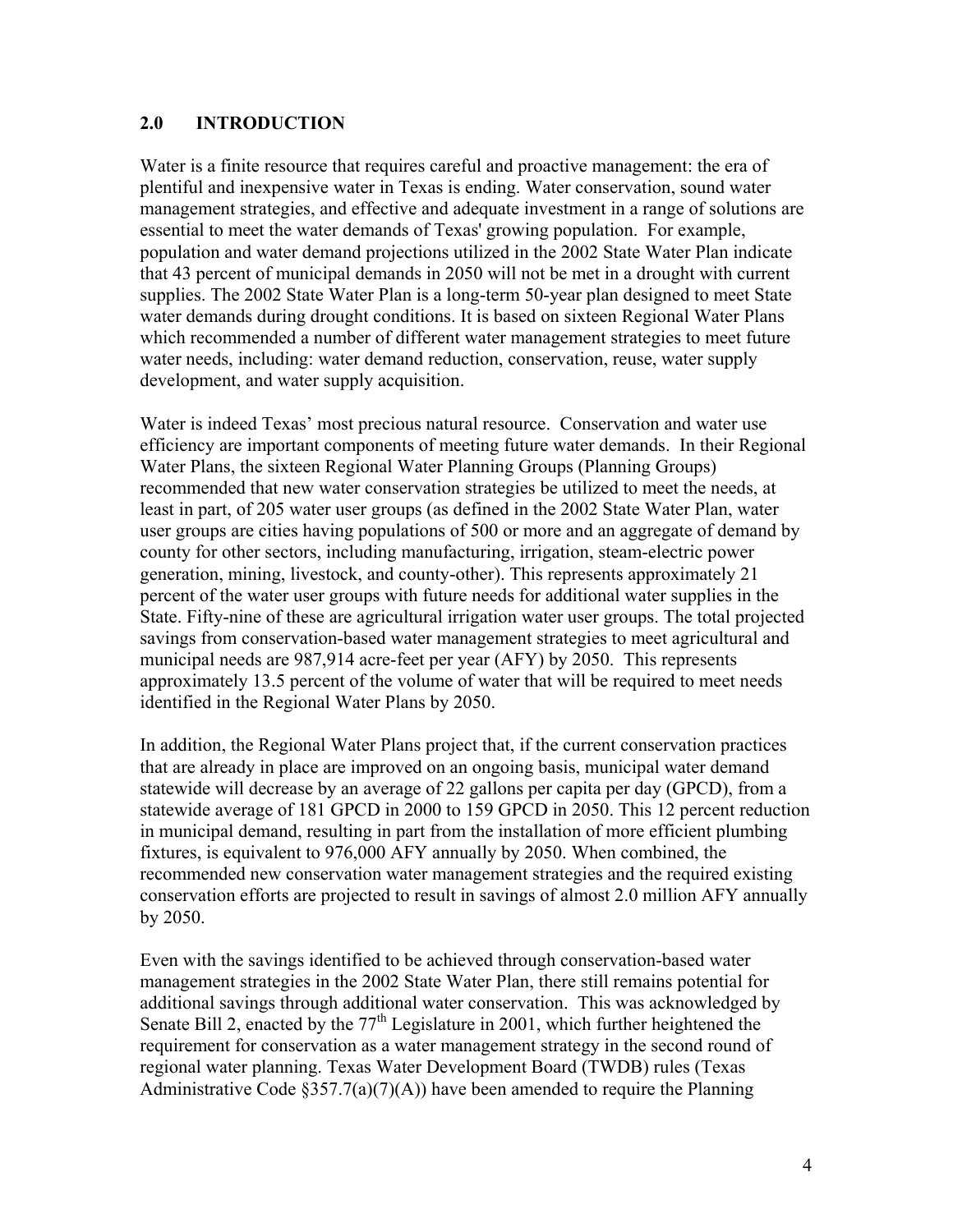## 2.0 INTRODUCTION

Water is a finite resource that requires careful and proactive management: the era of plentiful and inexpensive water in Texas is ending. Water conservation, sound water management strategies, and effective and adequate investment in a range of solutions are essential to meet the water demands of Texas' growing population. For example, population and water demand projections utilized in the 2002 State Water Plan indicate that 43 percent of municipal demands in 2050 will not be met in a drought with current supplies. The 2002 State Water Plan is a long-term 50-year plan designed to meet State water demands during drought conditions. It is based on sixteen Regional Water Plans which recommended a number of different water management strategies to meet future water needs, including: water demand reduction, conservation, reuse, water supply development, and water supply acquisition.

Water is indeed Texas' most precious natural resource. Conservation and water use efficiency are important components of meeting future water demands. In their Regional Water Plans, the sixteen Regional Water Planning Groups (Planning Groups) recommended that new water conservation strategies be utilized to meet the needs, at least in part, of 205 water user groups (as defined in the 2002 State Water Plan, water user groups are cities having populations of 500 or more and an aggregate of demand by county for other sectors, including manufacturing, irrigation, steam-electric power generation, mining, livestock, and county-other). This represents approximately 21 percent of the water user groups with future needs for additional water supplies in the State. Fifty-nine of these are agricultural irrigation water user groups. The total projected savings from conservation-based water management strategies to meet agricultural and municipal needs are 987,914 acre-feet per year (AFY) by 2050. This represents approximately 13.5 percent of the volume of water that will be required to meet needs identified in the Regional Water Plans by 2050.

In addition, the Regional Water Plans project that, if the current conservation practices that are already in place are improved on an ongoing basis, municipal water demand statewide will decrease by an average of 22 gallons per capita per day (GPCD), from a statewide average of 181 GPCD in 2000 to 159 GPCD in 2050. This 12 percent reduction in municipal demand, resulting in part from the installation of more efficient plumbing fixtures, is equivalent to 976,000 AFY annually by 2050. When combined, the recommended new conservation water management strategies and the required existing conservation efforts are projected to result in savings of almost 2.0 million AFY annually by 2050.

Even with the savings identified to be achieved through conservation-based water management strategies in the 2002 State Water Plan, there still remains potential for additional savings through additional water conservation. This was acknowledged by Senate Bill 2, enacted by the 77th Legislature in 2001, which further heightened the requirement for conservation as a water management strategy in the second round of regional water planning. Texas Water Development Board (TWDB) rules (Texas Administrative Code §357.7(a)(7)(A)) have been amended to require the Planning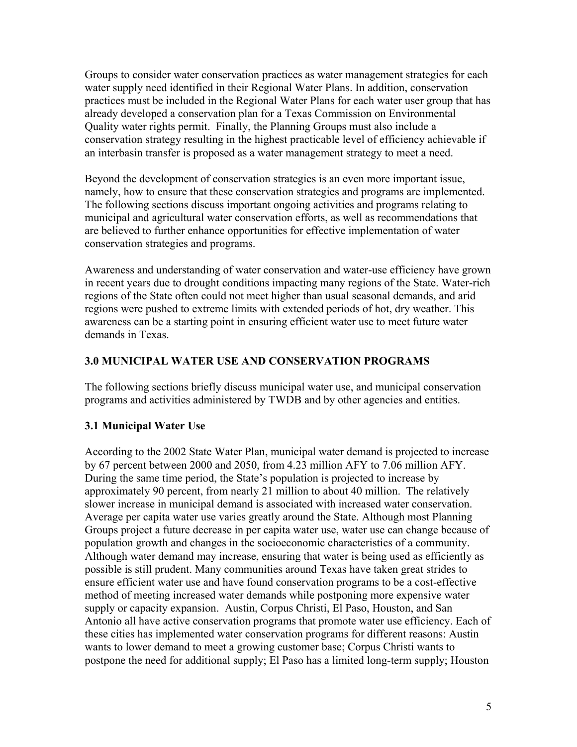Groups to consider water conservation practices as water management strategies for each water supply need identified in their Regional Water Plans. In addition, conservation practices must be included in the Regional Water Plans for each water user group that has already developed a conservation plan for a Texas Commission on Environmental Quality water rights permit. Finally, the Planning Groups must also include a conservation strategy resulting in the highest practicable level of efficiency achievable if an interbasin transfer is proposed as a water management strategy to meet a need.

Beyond the development of conservation strategies is an even more important issue, namely, how to ensure that these conservation strategies and programs are implemented. The following sections discuss important ongoing activities and programs relating to municipal and agricultural water conservation efforts, as well as recommendations that are believed to further enhance opportunities for effective implementation of water conservation strategies and programs.

Awareness and understanding of water conservation and water-use efficiency have grown in recent years due to drought conditions impacting many regions of the State. Water-rich regions of the State often could not meet higher than usual seasonal demands, and arid regions were pushed to extreme limits with extended periods of hot, dry weather. This awareness can be a starting point in ensuring efficient water use to meet future water demands in Texas.

## 3.0 MUNICIPAL WATER USE AND CONSERVATION PROGRAMS

The following sections briefly discuss municipal water use, and municipal conservation programs and activities administered by TWDB and by other agencies and entities.

### 3.1 Municipal Water Use

According to the 2002 State Water Plan, municipal water demand is projected to increase by 67 percent between 2000 and 2050, from 4.23 million AFY to 7.06 million AFY. During the same time period, the State's population is projected to increase by approximately 90 percent, from nearly 21 million to about 40 million. The relatively slower increase in municipal demand is associated with increased water conservation. Average per capita water use varies greatly around the State. Although most Planning Groups project a future decrease in per capita water use, water use can change because of population growth and changes in the socioeconomic characteristics of a community. Although water demand may increase, ensuring that water is being used as efficiently as possible is still prudent. Many communities around Texas have taken great strides to ensure efficient water use and have found conservation programs to be a cost-effective method of meeting increased water demands while postponing more expensive water supply or capacity expansion. Austin, Corpus Christi, El Paso, Houston, and San Antonio all have active conservation programs that promote water use efficiency. Each of these cities has implemented water conservation programs for different reasons: Austin wants to lower demand to meet a growing customer base; Corpus Christi wants to postpone the need for additional supply; El Paso has a limited long-term supply; Houston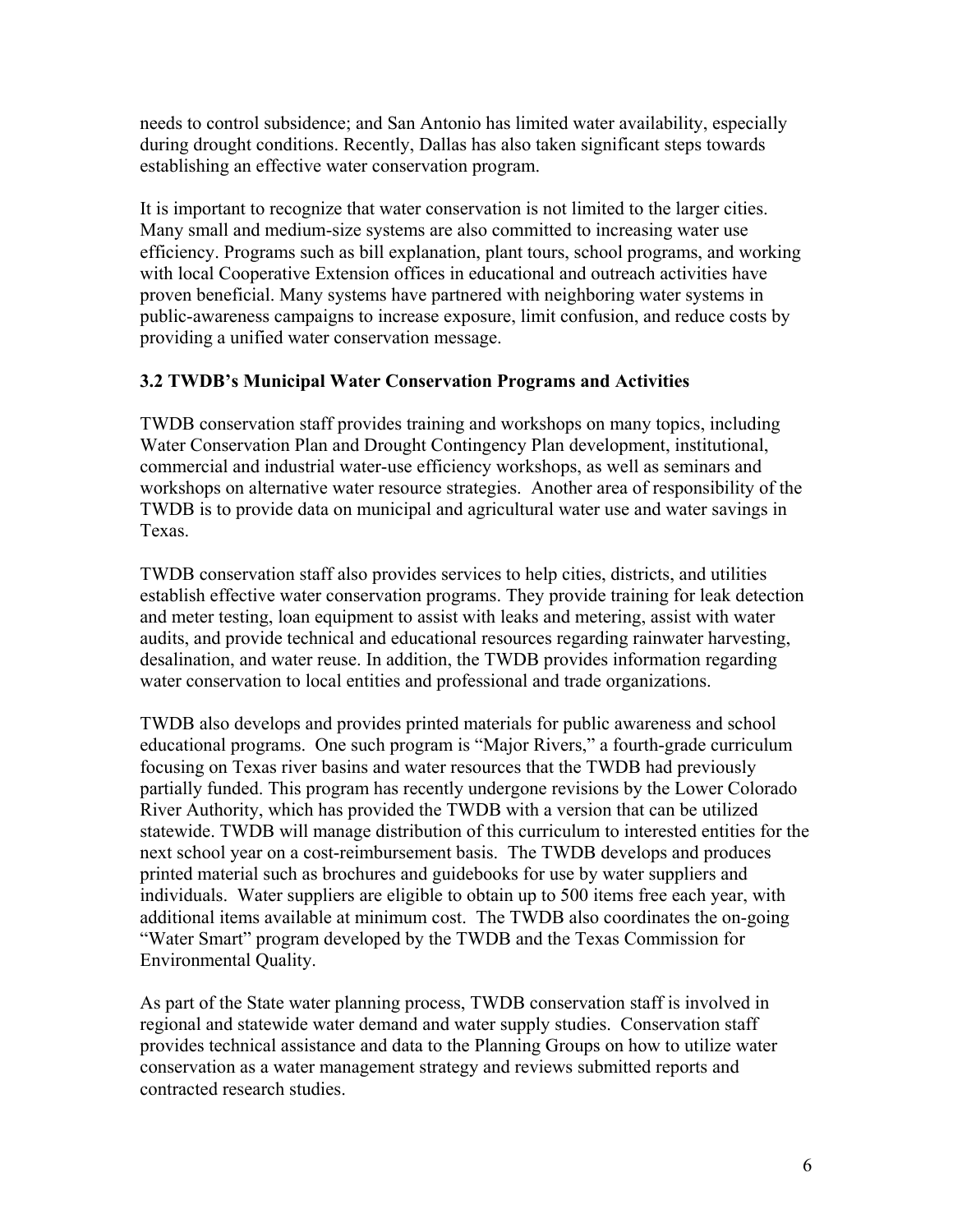needs to control subsidence; and San Antonio has limited water availability, especially during drought conditions. Recently, Dallas has also taken significant steps towards establishing an effective water conservation program.

It is important to recognize that water conservation is not limited to the larger cities. Many small and medium-size systems are also committed to increasing water use efficiency. Programs such as bill explanation, plant tours, school programs, and working with local Cooperative Extension offices in educational and outreach activities have proven beneficial. Many systems have partnered with neighboring water systems in public-awareness campaigns to increase exposure, limit confusion, and reduce costs by providing a unified water conservation message.

### 3.2 TWDB's Municipal Water Conservation Programs and Activities

TWDB conservation staff provides training and workshops on many topics, including Water Conservation Plan and Drought Contingency Plan development, institutional, commercial and industrial water-use efficiency workshops, as well as seminars and workshops on alternative water resource strategies. Another area of responsibility of the TWDB is to provide data on municipal and agricultural water use and water savings in Texas.

TWDB conservation staff also provides services to help cities, districts, and utilities establish effective water conservation programs. They provide training for leak detection and meter testing, loan equipment to assist with leaks and metering, assist with water audits, and provide technical and educational resources regarding rainwater harvesting, desalination, and water reuse. In addition, the TWDB provides information regarding water conservation to local entities and professional and trade organizations.

TWDB also develops and provides printed materials for public awareness and school educational programs. One such program is "Major Rivers," a fourth-grade curriculum focusing on Texas river basins and water resources that the TWDB had previously partially funded. This program has recently undergone revisions by the Lower Colorado River Authority, which has provided the TWDB with a version that can be utilized statewide. TWDB will manage distribution of this curriculum to interested entities for the next school year on a cost-reimbursement basis. The TWDB develops and produces printed material such as brochures and guidebooks for use by water suppliers and individuals. Water suppliers are eligible to obtain up to 500 items free each year, with additional items available at minimum cost. The TWDB also coordinates the on-going "Water Smart" program developed by the TWDB and the Texas Commission for Environmental Quality.

As part of the State water planning process, TWDB conservation staff is involved in regional and statewide water demand and water supply studies. Conservation staff provides technical assistance and data to the Planning Groups on how to utilize water conservation as a water management strategy and reviews submitted reports and contracted research studies.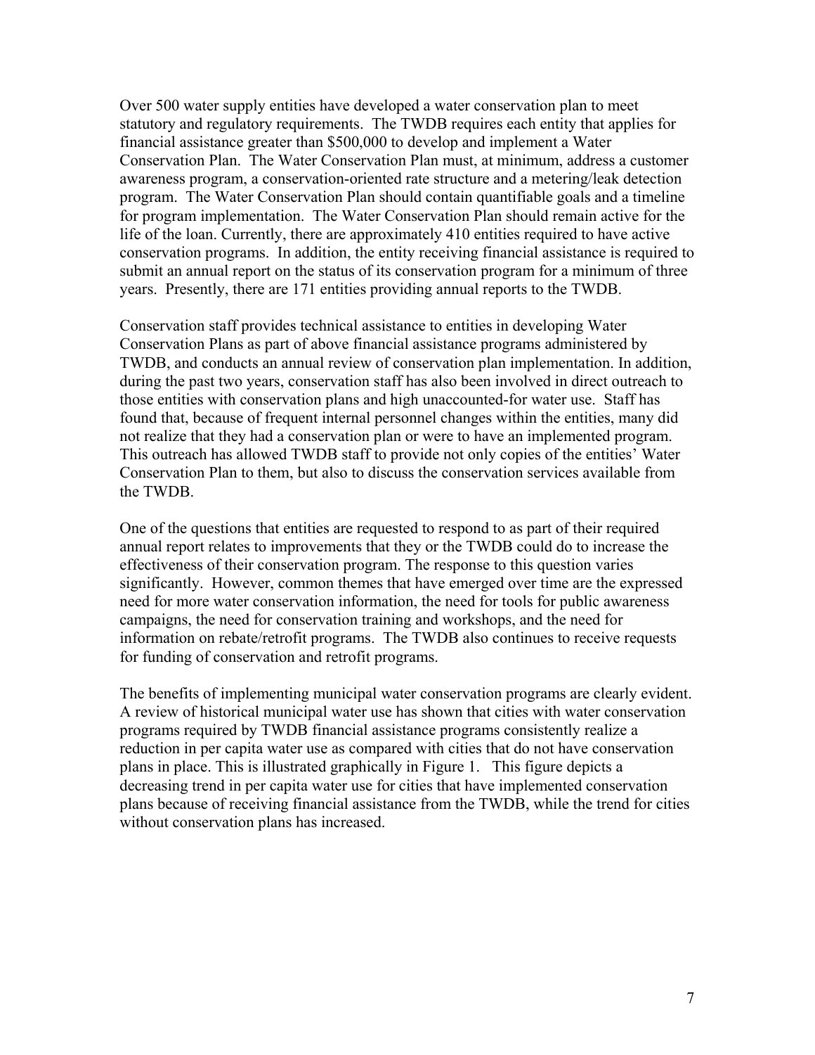Over 500 water supply entities have developed a water conservation plan to meet statutory and regulatory requirements. The TWDB requires each entity that applies for financial assistance greater than $500,000 to develop and implement a Water Conservation Plan. The Water Conservation Plan must, at minimum, address a customer awareness program, a conservation-oriented rate structure and a metering/leak detection program. The Water Conservation Plan should contain quantifiable goals and a timeline for program implementation. The Water Conservation Plan should remain active for the life of the loan. Currently, there are approximately 410 entities required to have active conservation programs. In addition, the entity receiving financial assistance is required to submit an annual report on the status of its conservation program for a minimum of three years. Presently, there are 171 entities providing annual reports to the TWDB.

Conservation staff provides technical assistance to entities in developing Water Conservation Plans as part of above financial assistance programs administered by TWDB, and conducts an annual review of conservation plan implementation. In addition, during the past two years, conservation staff has also been involved in direct outreach to those entities with conservation plans and high unaccounted-for water use. Staff has found that, because of frequent internal personnel changes within the entities, many did not realize that they had a conservation plan or were to have an implemented program. This outreach has allowed TWDB staff to provide not only copies of the entities' Water Conservation Plan to them, but also to discuss the conservation services available from the TWDB.

One of the questions that entities are requested to respond to as part of their required annual report relates to improvements that they or the TWDB could do to increase the effectiveness of their conservation program. The response to this question varies significantly. However, common themes that have emerged over time are the expressed need for more water conservation information, the need for tools for public awareness campaigns, the need for conservation training and workshops, and the need for information on rebate/retrofit programs. The TWDB also continues to receive requests for funding of conservation and retrofit programs.

The benefits of implementing municipal water conservation programs are clearly evident. A review of historical municipal water use has shown that cities with water conservation programs required by TWDB financial assistance programs consistently realize a reduction in per capita water use as compared with cities that do not have conservation plans in place. This is illustrated graphically in Figure 1. This figure depicts a decreasing trend in per capita water use for cities that have implemented conservation plans because of receiving financial assistance from the TWDB, while the trend for cities without conservation plans has increased.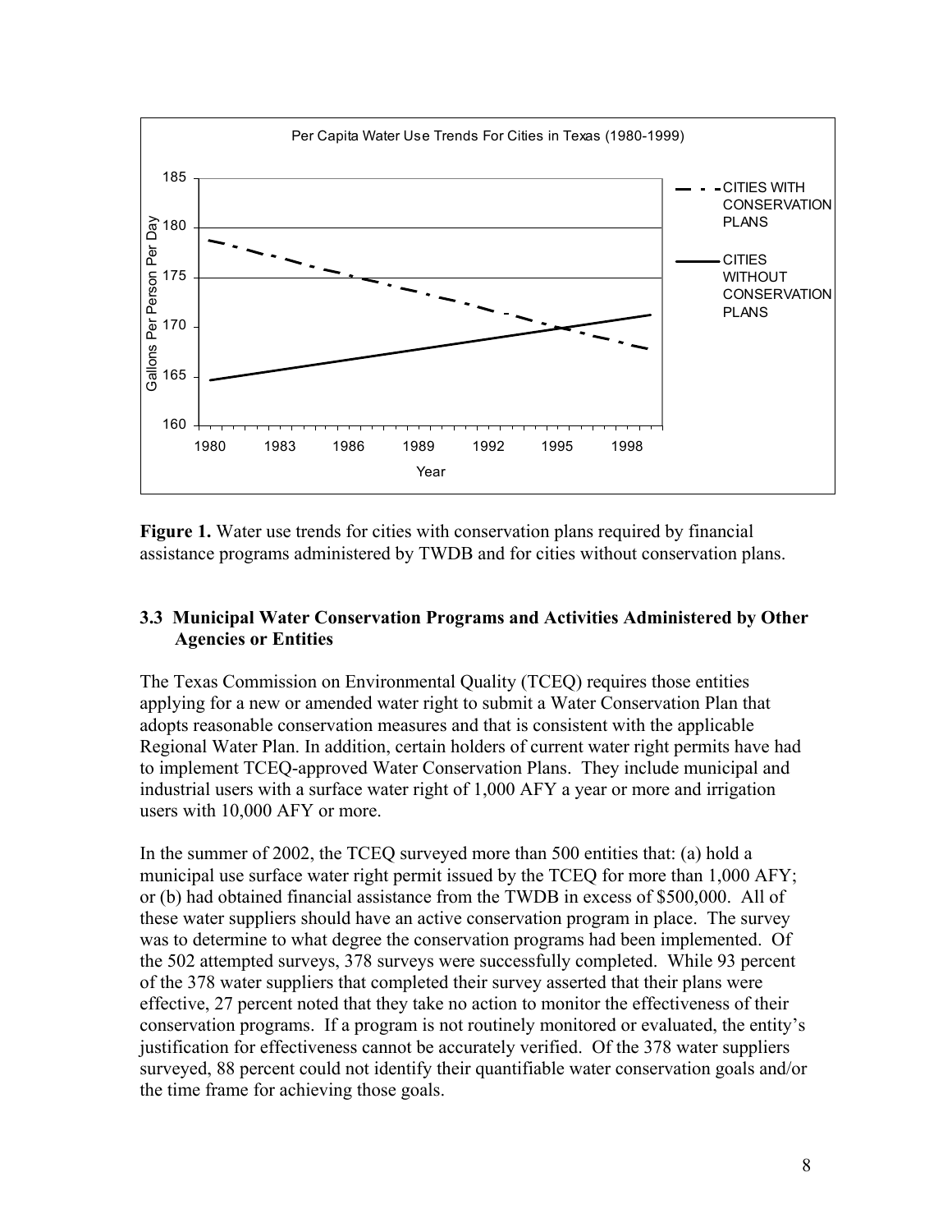Per Capita Water Use Trends For Cities in Texas (1980-1999)

**Figure 1.** Water use trends for cities with conservation plans required by financial assistance programs administered by TWDB and for cities without conservation plans.

### 3.3 Municipal Water Conservation Programs and Activities Administered by Other Agencies or Entities

The Texas Commission on Environmental Quality (TCEQ) requires those entities applying for a new or amended water right to submit a Water Conservation Plan that adopts reasonable conservation measures and that is consistent with the applicable Regional Water Plan. In addition, certain holders of current water right permits have had to implement TCEQ-approved Water Conservation Plans. They include municipal and industrial users with a surface water right of 1,000 AFY a year or more and irrigation users with 10,000 AFY or more.

In the summer of 2002, the TCEQ surveyed more than 500 entities that: (a) hold a municipal use surface water right permit issued by the TCEQ for more than 1,000 AFY; or (b) had obtained financial assistance from the TWDB in excess of $500,000. All of these water suppliers should have an active conservation program in place. The survey was to determine to what degree the conservation programs had been implemented. Of the 502 attempted surveys, 378 surveys were successfully completed. While 93 percent of the 378 water suppliers that completed their survey asserted that their plans were effective, 27 percent noted that they take no action to monitor the effectiveness of their conservation programs. If a program is not routinely monitored or evaluated, the entity's justification for effectiveness cannot be accurately verified. Of the 378 water suppliers surveyed, 88 percent could not identify their quantifiable water conservation goals and/or the time frame for achieving those goals.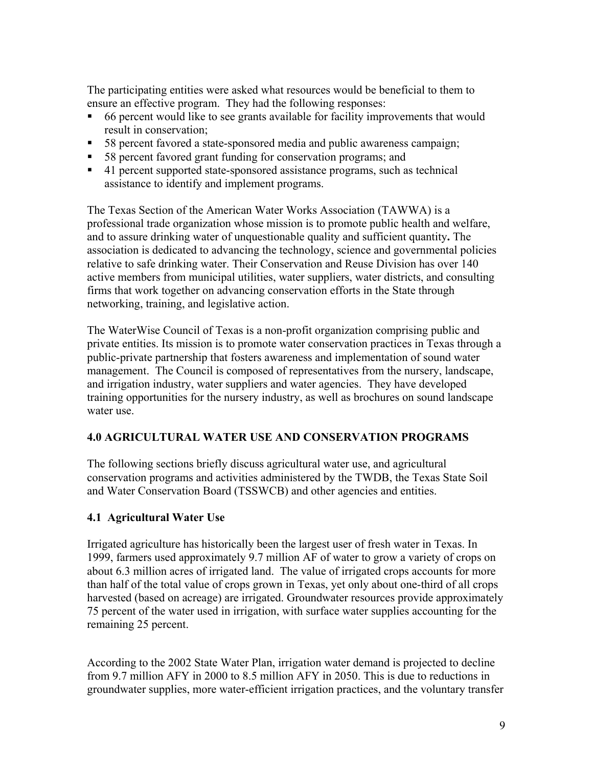The participating entities were asked what resources would be beneficial to them to ensure an effective program. They had the following responses:

- 66 percent would like to see grants available for facility improvements that would result in conservation;
- 58 percent favored a state-sponsored media and public awareness campaign;
- 58 percent favored grant funding for conservation programs; and
- 41 percent supported state-sponsored assistance programs, such as technical assistance to identify and implement programs.

The Texas Section of the American Water Works Association (TAWWA) is a professional trade organization whose mission is to promote public health and welfare, and to assure drinking water of unquestionable quality and sufficient quantity**.** The association is dedicated to advancing the technology, science and governmental policies relative to safe drinking water. Their Conservation and Reuse Division has over 140 active members from municipal utilities, water suppliers, water districts, and consulting firms that work together on advancing conservation efforts in the State through networking, training, and legislative action.

The WaterWise Council of Texas is a non-profit organization comprising public and private entities. Its mission is to promote water conservation practices in Texas through a public-private partnership that fosters awareness and implementation of sound water management. The Council is composed of representatives from the nursery, landscape, and irrigation industry, water suppliers and water agencies. They have developed training opportunities for the nursery industry, as well as brochures on sound landscape water use.

## 4.0 AGRICULTURAL WATER USE AND CONSERVATION PROGRAMS

The following sections briefly discuss agricultural water use, and agricultural conservation programs and activities administered by the TWDB, the Texas State Soil and Water Conservation Board (TSSWCB) and other agencies and entities.

### 4.1 Agricultural Water Use

Irrigated agriculture has historically been the largest user of fresh water in Texas. In 1999, farmers used approximately 9.7 million AF of water to grow a variety of crops on about 6.3 million acres of irrigated land. The value of irrigated crops accounts for more than half of the total value of crops grown in Texas, yet only about one-third of all crops harvested (based on acreage) are irrigated. Groundwater resources provide approximately 75 percent of the water used in irrigation, with surface water supplies accounting for the remaining 25 percent.

According to the 2002 State Water Plan, irrigation water demand is projected to decline from 9.7 million AFY in 2000 to 8.5 million AFY in 2050. This is due to reductions in groundwater supplies, more water-efficient irrigation practices, and the voluntary transfer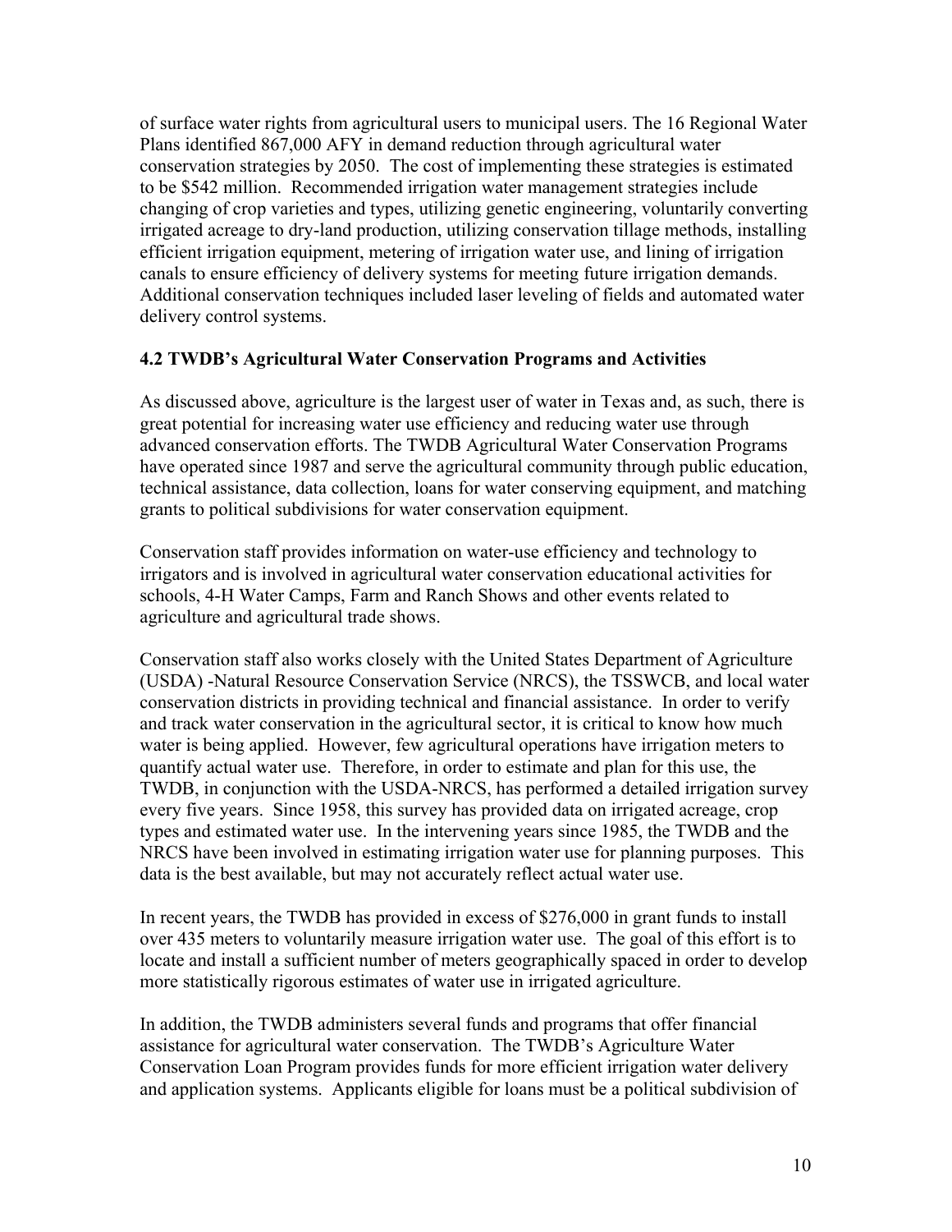of surface water rights from agricultural users to municipal users. The 16 Regional Water Plans identified 867,000 AFY in demand reduction through agricultural water conservation strategies by 2050. The cost of implementing these strategies is estimated to be $542 million. Recommended irrigation water management strategies include changing of crop varieties and types, utilizing genetic engineering, voluntarily converting irrigated acreage to dry-land production, utilizing conservation tillage methods, installing efficient irrigation equipment, metering of irrigation water use, and lining of irrigation canals to ensure efficiency of delivery systems for meeting future irrigation demands. Additional conservation techniques included laser leveling of fields and automated water delivery control systems.

### 4.2 TWDB's Agricultural Water Conservation Programs and Activities

As discussed above, agriculture is the largest user of water in Texas and, as such, there is great potential for increasing water use efficiency and reducing water use through advanced conservation efforts. The TWDB Agricultural Water Conservation Programs have operated since 1987 and serve the agricultural community through public education, technical assistance, data collection, loans for water conserving equipment, and matching grants to political subdivisions for water conservation equipment.

Conservation staff provides information on water-use efficiency and technology to irrigators and is involved in agricultural water conservation educational activities for schools, 4-H Water Camps, Farm and Ranch Shows and other events related to agriculture and agricultural trade shows.

Conservation staff also works closely with the United States Department of Agriculture (USDA) -Natural Resource Conservation Service (NRCS), the TSSWCB, and local water conservation districts in providing technical and financial assistance. In order to verify and track water conservation in the agricultural sector, it is critical to know how much water is being applied. However, few agricultural operations have irrigation meters to quantify actual water use. Therefore, in order to estimate and plan for this use, the TWDB, in conjunction with the USDA-NRCS, has performed a detailed irrigation survey every five years. Since 1958, this survey has provided data on irrigated acreage, crop types and estimated water use. In the intervening years since 1985, the TWDB and the NRCS have been involved in estimating irrigation water use for planning purposes. This data is the best available, but may not accurately reflect actual water use.

In recent years, the TWDB has provided in excess of $276,000 in grant funds to install over 435 meters to voluntarily measure irrigation water use. The goal of this effort is to locate and install a sufficient number of meters geographically spaced in order to develop more statistically rigorous estimates of water use in irrigated agriculture.

In addition, the TWDB administers several funds and programs that offer financial assistance for agricultural water conservation. The TWDB's Agriculture Water Conservation Loan Program provides funds for more efficient irrigation water delivery and application systems. Applicants eligible for loans must be a political subdivision of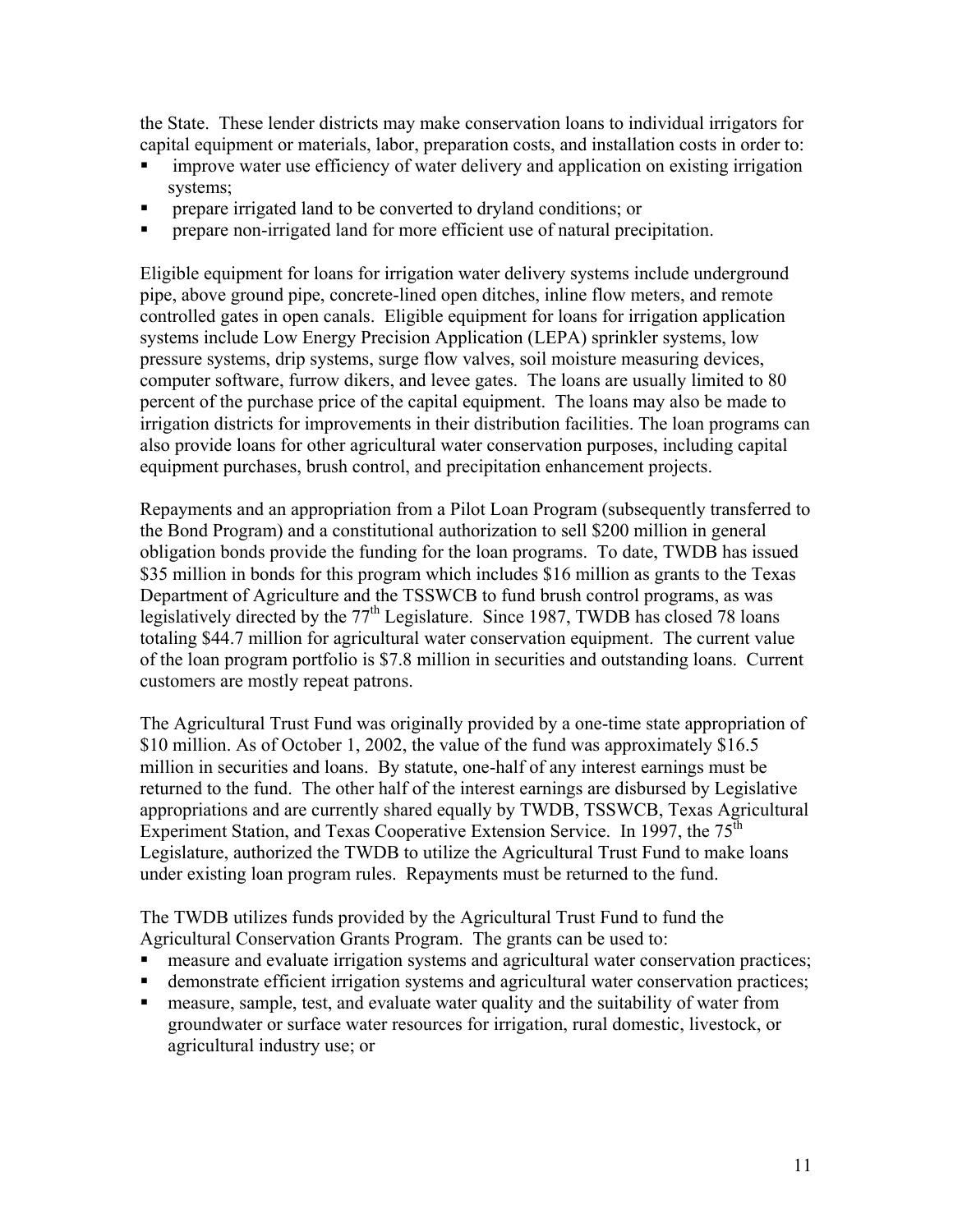the State. These lender districts may make conservation loans to individual irrigators for capital equipment or materials, labor, preparation costs, and installation costs in order to:

- improve water use efficiency of water delivery and application on existing irrigation systems;
- prepare irrigated land to be converted to dryland conditions; or
- prepare non-irrigated land for more efficient use of natural precipitation.

Eligible equipment for loans for irrigation water delivery systems include underground pipe, above ground pipe, concrete-lined open ditches, inline flow meters, and remote controlled gates in open canals. Eligible equipment for loans for irrigation application systems include Low Energy Precision Application (LEPA) sprinkler systems, low pressure systems, drip systems, surge flow valves, soil moisture measuring devices, computer software, furrow dikers, and levee gates. The loans are usually limited to 80 percent of the purchase price of the capital equipment. The loans may also be made to irrigation districts for improvements in their distribution facilities. The loan programs can also provide loans for other agricultural water conservation purposes, including capital equipment purchases, brush control, and precipitation enhancement projects.

Repayments and an appropriation from a Pilot Loan Program (subsequently transferred to the Bond Program) and a constitutional authorization to sell $200 million in general obligation bonds provide the funding for the loan programs. To date, TWDB has issued $35 million in bonds for this program which includes $16 million as grants to the Texas Department of Agriculture and the TSSWCB to fund brush control programs, as was legislatively directed by the 77th Legislature. Since 1987, TWDB has closed 78 loans totaling $44.7 million for agricultural water conservation equipment. The current value of the loan program portfolio is $7.8 million in securities and outstanding loans. Current customers are mostly repeat patrons.

The Agricultural Trust Fund was originally provided by a one-time state appropriation of $10 million. As of October 1, 2002, the value of the fund was approximately $16.5 million in securities and loans. By statute, one-half of any interest earnings must be returned to the fund. The other half of the interest earnings are disbursed by Legislative appropriations and are currently shared equally by TWDB, TSSWCB, Texas Agricultural Experiment Station, and Texas Cooperative Extension Service. In 1997, the 75th Legislature, authorized the TWDB to utilize the Agricultural Trust Fund to make loans under existing loan program rules. Repayments must be returned to the fund.

The TWDB utilizes funds provided by the Agricultural Trust Fund to fund the Agricultural Conservation Grants Program. The grants can be used to:

- measure and evaluate irrigation systems and agricultural water conservation practices;
- demonstrate efficient irrigation systems and agricultural water conservation practices;
- measure, sample, test, and evaluate water quality and the suitability of water from groundwater or surface water resources for irrigation, rural domestic, livestock, or agricultural industry use; or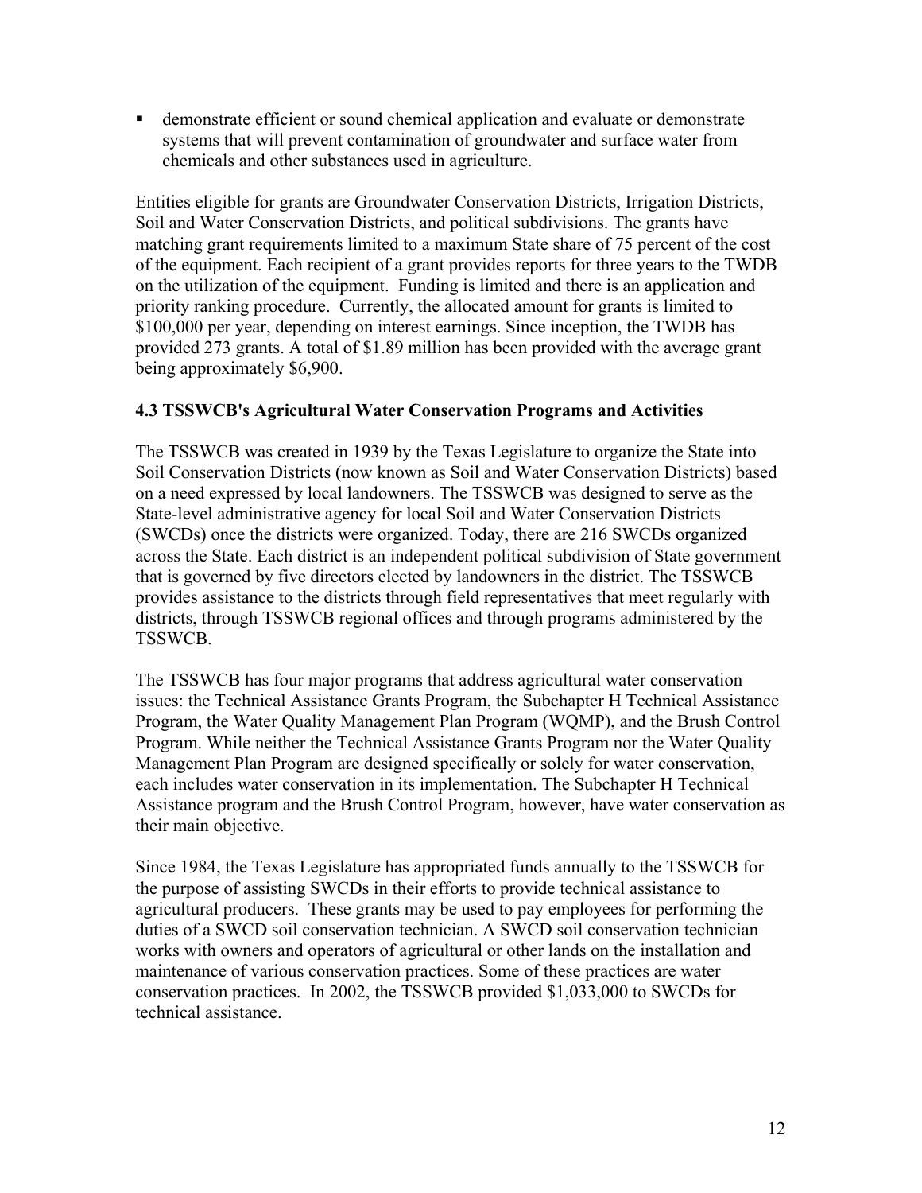- demonstrate efficient or sound chemical application and evaluate or demonstrate systems that will prevent contamination of groundwater and surface water from chemicals and other substances used in agriculture.

Entities eligible for grants are Groundwater Conservation Districts, Irrigation Districts, Soil and Water Conservation Districts, and political subdivisions. The grants have matching grant requirements limited to a maximum State share of 75 percent of the cost of the equipment. Each recipient of a grant provides reports for three years to the TWDB on the utilization of the equipment. Funding is limited and there is an application and priority ranking procedure. Currently, the allocated amount for grants is limited to $100,000 per year, depending on interest earnings. Since inception, the TWDB has provided 273 grants. A total of $1.89 million has been provided with the average grant being approximately $6,900.

### 4.3 TSSWCB's Agricultural Water Conservation Programs and Activities

The TSSWCB was created in 1939 by the Texas Legislature to organize the State into Soil Conservation Districts (now known as Soil and Water Conservation Districts) based on a need expressed by local landowners. The TSSWCB was designed to serve as the State-level administrative agency for local Soil and Water Conservation Districts (SWCDs) once the districts were organized. Today, there are 216 SWCDs organized across the State. Each district is an independent political subdivision of State government that is governed by five directors elected by landowners in the district. The TSSWCB provides assistance to the districts through field representatives that meet regularly with districts, through TSSWCB regional offices and through programs administered by the TSSWCB.

The TSSWCB has four major programs that address agricultural water conservation issues: the Technical Assistance Grants Program, the Subchapter H Technical Assistance Program, the Water Quality Management Plan Program (WQMP), and the Brush Control Program. While neither the Technical Assistance Grants Program nor the Water Quality Management Plan Program are designed specifically or solely for water conservation, each includes water conservation in its implementation. The Subchapter H Technical Assistance program and the Brush Control Program, however, have water conservation as their main objective.

Since 1984, the Texas Legislature has appropriated funds annually to the TSSWCB for the purpose of assisting SWCDs in their efforts to provide technical assistance to agricultural producers. These grants may be used to pay employees for performing the duties of a SWCD soil conservation technician. A SWCD soil conservation technician works with owners and operators of agricultural or other lands on the installation and maintenance of various conservation practices. Some of these practices are water conservation practices. In 2002, the TSSWCB provided $1,033,000 to SWCDs for technical assistance.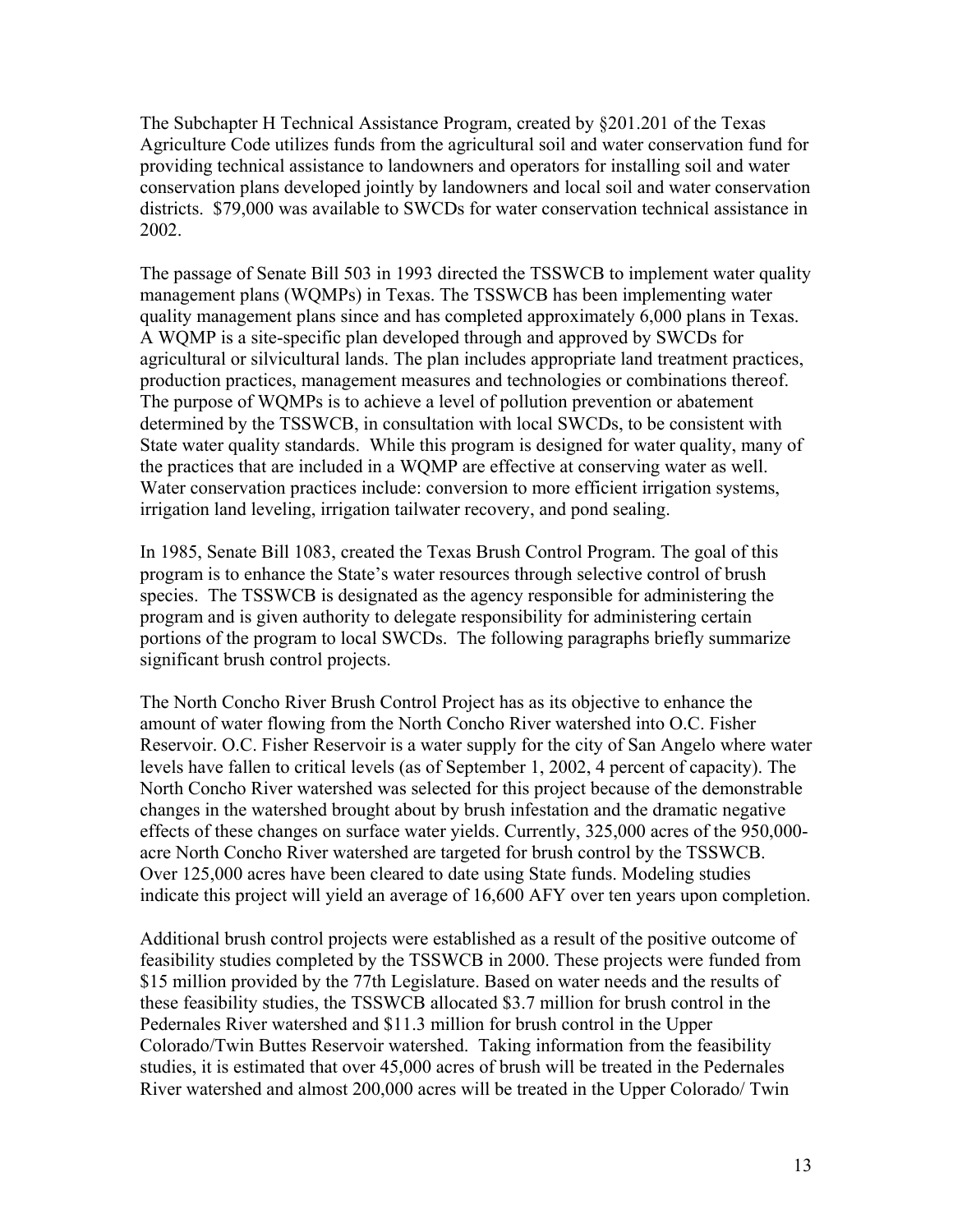The Subchapter H Technical Assistance Program, created by §201.201 of the Texas Agriculture Code utilizes funds from the agricultural soil and water conservation fund for providing technical assistance to landowners and operators for installing soil and water conservation plans developed jointly by landowners and local soil and water conservation districts. $79,000 was available to SWCDs for water conservation technical assistance in 2002.

The passage of Senate Bill 503 in 1993 directed the TSSWCB to implement water quality management plans (WQMPs) in Texas. The TSSWCB has been implementing water quality management plans since and has completed approximately 6,000 plans in Texas. A WQMP is a site-specific plan developed through and approved by SWCDs for agricultural or silvicultural lands. The plan includes appropriate land treatment practices, production practices, management measures and technologies or combinations thereof. The purpose of WQMPs is to achieve a level of pollution prevention or abatement determined by the TSSWCB, in consultation with local SWCDs, to be consistent with State water quality standards. While this program is designed for water quality, many of the practices that are included in a WQMP are effective at conserving water as well. Water conservation practices include: conversion to more efficient irrigation systems, irrigation land leveling, irrigation tailwater recovery, and pond sealing.

In 1985, Senate Bill 1083, created the Texas Brush Control Program. The goal of this program is to enhance the State's water resources through selective control of brush species. The TSSWCB is designated as the agency responsible for administering the program and is given authority to delegate responsibility for administering certain portions of the program to local SWCDs. The following paragraphs briefly summarize significant brush control projects.

The North Concho River Brush Control Project has as its objective to enhance the amount of water flowing from the North Concho River watershed into O.C. Fisher Reservoir. O.C. Fisher Reservoir is a water supply for the city of San Angelo where water levels have fallen to critical levels (as of September 1, 2002, 4 percent of capacity). The North Concho River watershed was selected for this project because of the demonstrable changes in the watershed brought about by brush infestation and the dramatic negative effects of these changes on surface water yields. Currently, 325,000 acres of the 950,000-acre North Concho River watershed are targeted for brush control by the TSSWCB. Over 125,000 acres have been cleared to date using State funds. Modeling studies indicate this project will yield an average of 16,600 AFY over ten years upon completion.

Additional brush control projects were established as a result of the positive outcome of feasibility studies completed by the TSSWCB in 2000. These projects were funded from $15 million provided by the 77th Legislature. Based on water needs and the results of these feasibility studies, the TSSWCB allocated $3.7 million for brush control in the Pedernales River watershed and $11.3 million for brush control in the Upper Colorado/Twin Buttes Reservoir watershed. Taking information from the feasibility studies, it is estimated that over 45,000 acres of brush will be treated in the Pedernales River watershed and almost 200,000 acres will be treated in the Upper Colorado/ Twin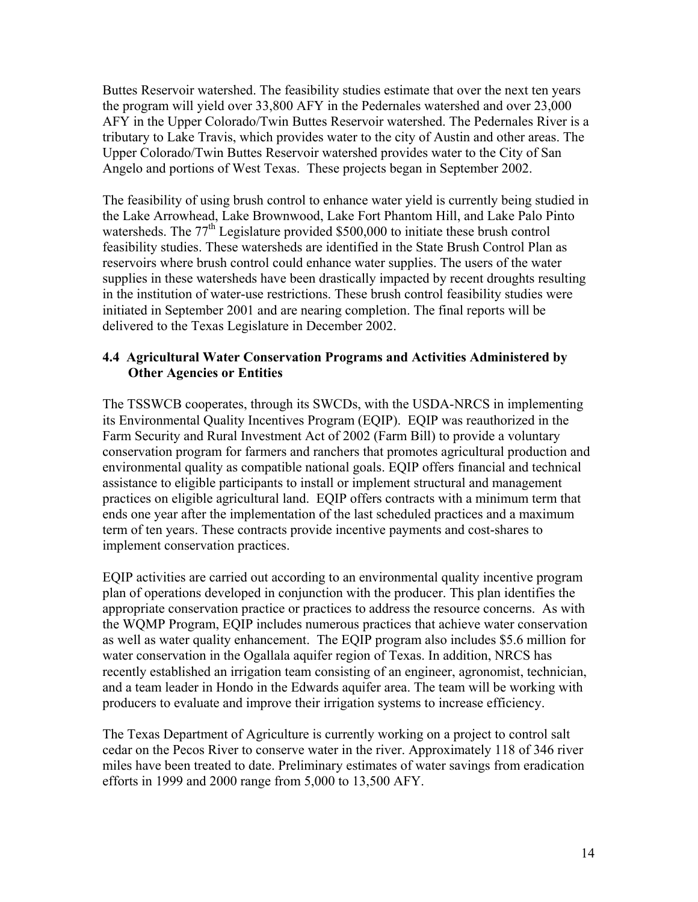Buttes Reservoir watershed. The feasibility studies estimate that over the next ten years the program will yield over 33,800 AFY in the Pedernales watershed and over 23,000 AFY in the Upper Colorado/Twin Buttes Reservoir watershed. The Pedernales River is a tributary to Lake Travis, which provides water to the city of Austin and other areas. The Upper Colorado/Twin Buttes Reservoir watershed provides water to the City of San Angelo and portions of West Texas. These projects began in September 2002.

The feasibility of using brush control to enhance water yield is currently being studied in the Lake Arrowhead, Lake Brownwood, Lake Fort Phantom Hill, and Lake Palo Pinto watersheds. The 77th Legislature provided $500,000 to initiate these brush control feasibility studies. These watersheds are identified in the State Brush Control Plan as reservoirs where brush control could enhance water supplies. The users of the water supplies in these watersheds have been drastically impacted by recent droughts resulting in the institution of water-use restrictions. These brush control feasibility studies were initiated in September 2001 and are nearing completion. The final reports will be delivered to the Texas Legislature in December 2002.

### 4.4 Agricultural Water Conservation Programs and Activities Administered by Other Agencies or Entities

The TSSWCB cooperates, through its SWCDs, with the USDA-NRCS in implementing its Environmental Quality Incentives Program (EQIP). EQIP was reauthorized in the Farm Security and Rural Investment Act of 2002 (Farm Bill) to provide a voluntary conservation program for farmers and ranchers that promotes agricultural production and environmental quality as compatible national goals. EQIP offers financial and technical assistance to eligible participants to install or implement structural and management practices on eligible agricultural land. EQIP offers contracts with a minimum term that ends one year after the implementation of the last scheduled practices and a maximum term of ten years. These contracts provide incentive payments and cost-shares to implement conservation practices.

EQIP activities are carried out according to an environmental quality incentive program plan of operations developed in conjunction with the producer. This plan identifies the appropriate conservation practice or practices to address the resource concerns. As with the WQMP Program, EQIP includes numerous practices that achieve water conservation as well as water quality enhancement. The EQIP program also includes $5.6 million for water conservation in the Ogallala aquifer region of Texas. In addition, NRCS has recently established an irrigation team consisting of an engineer, agronomist, technician, and a team leader in Hondo in the Edwards aquifer area. The team will be working with producers to evaluate and improve their irrigation systems to increase efficiency.

The Texas Department of Agriculture is currently working on a project to control salt cedar on the Pecos River to conserve water in the river. Approximately 118 of 346 river miles have been treated to date. Preliminary estimates of water savings from eradication efforts in 1999 and 2000 range from 5,000 to 13,500 AFY.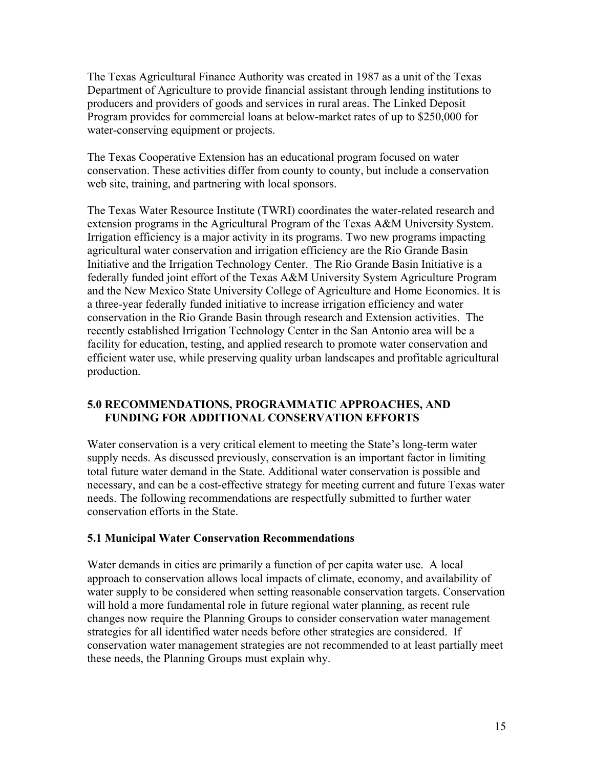The Texas Agricultural Finance Authority was created in 1987 as a unit of the Texas Department of Agriculture to provide financial assistant through lending institutions to producers and providers of goods and services in rural areas. The Linked Deposit Program provides for commercial loans at below-market rates of up to $250,000 for water-conserving equipment or projects.

The Texas Cooperative Extension has an educational program focused on water conservation. These activities differ from county to county, but include a conservation web site, training, and partnering with local sponsors.

The Texas Water Resource Institute (TWRI) coordinates the water-related research and extension programs in the Agricultural Program of the Texas A&M University System. Irrigation efficiency is a major activity in its programs. Two new programs impacting agricultural water conservation and irrigation efficiency are the Rio Grande Basin Initiative and the Irrigation Technology Center. The Rio Grande Basin Initiative is a federally funded joint effort of the Texas A&M University System Agriculture Program and the New Mexico State University College of Agriculture and Home Economics. It is a three-year federally funded initiative to increase irrigation efficiency and water conservation in the Rio Grande Basin through research and Extension activities. The recently established Irrigation Technology Center in the San Antonio area will be a facility for education, testing, and applied research to promote water conservation and efficient water use, while preserving quality urban landscapes and profitable agricultural production.

## 5.0 RECOMMENDATIONS, PROGRAMMATIC APPROACHES, AND FUNDING FOR ADDITIONAL CONSERVATION EFFORTS

Water conservation is a very critical element to meeting the State's long-term water supply needs. As discussed previously, conservation is an important factor in limiting total future water demand in the State. Additional water conservation is possible and necessary, and can be a cost-effective strategy for meeting current and future Texas water needs. The following recommendations are respectfully submitted to further water conservation efforts in the State.

### 5.1 Municipal Water Conservation Recommendations

Water demands in cities are primarily a function of per capita water use. A local approach to conservation allows local impacts of climate, economy, and availability of water supply to be considered when setting reasonable conservation targets. Conservation will hold a more fundamental role in future regional water planning, as recent rule changes now require the Planning Groups to consider conservation water management strategies for all identified water needs before other strategies are considered. If conservation water management strategies are not recommended to at least partially meet these needs, the Planning Groups must explain why.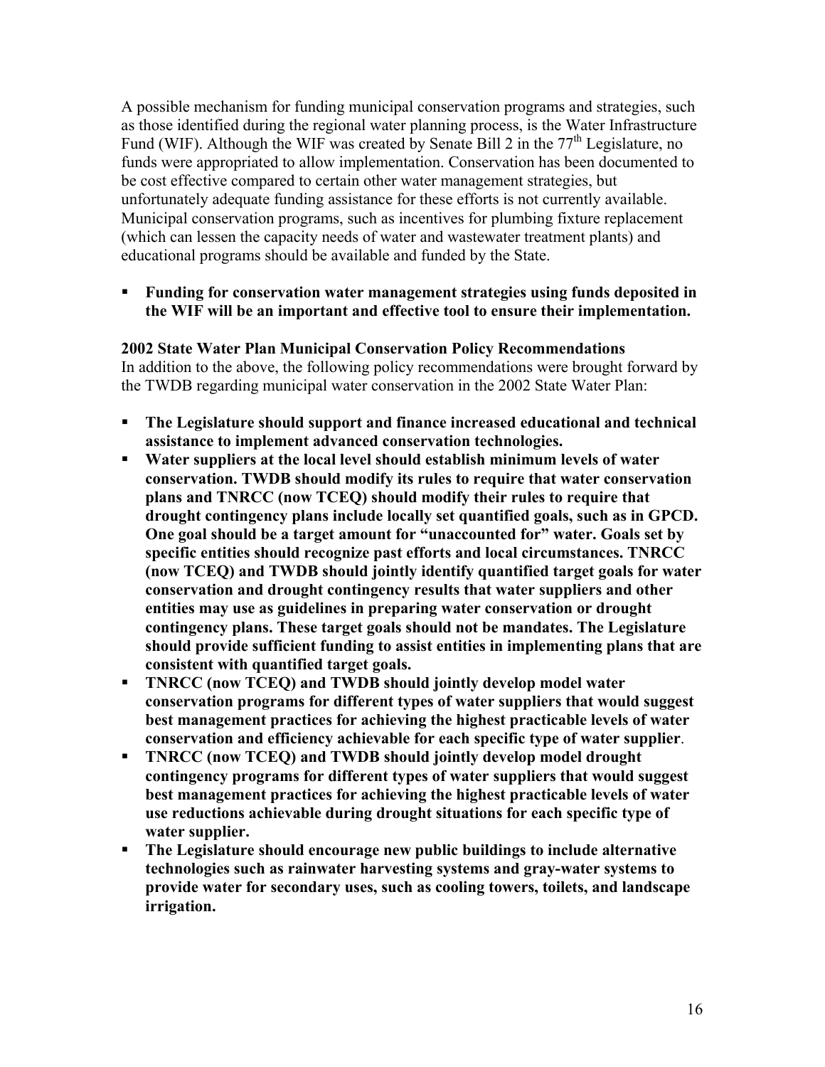A possible mechanism for funding municipal conservation programs and strategies, such as those identified during the regional water planning process, is the Water Infrastructure Fund (WIF). Although the WIF was created by Senate Bill 2 in the 77th Legislature, no funds were appropriated to allow implementation. Conservation has been documented to be cost effective compared to certain other water management strategies, but unfortunately adequate funding assistance for these efforts is not currently available. Municipal conservation programs, such as incentives for plumbing fixture replacement (which can lessen the capacity needs of water and wastewater treatment plants) and educational programs should be available and funded by the State.

- **Funding for conservation water management strategies using funds deposited in the WIF will be an important and effective tool to ensure their implementation.**

**2002 State Water Plan Municipal Conservation Policy Recommendations**
In addition to the above, the following policy recommendations were brought forward by the TWDB regarding municipal water conservation in the 2002 State Water Plan:

- **The Legislature should support and finance increased educational and technical assistance to implement advanced conservation technologies.**
- **Water suppliers at the local level should establish minimum levels of water conservation. TWDB should modify its rules to require that water conservation plans and TNRCC (now TCEQ) should modify their rules to require that drought contingency plans include locally set quantified goals, such as in GPCD. One goal should be a target amount for "unaccounted for" water. Goals set by specific entities should recognize past efforts and local circumstances. TNRCC (now TCEQ) and TWDB should jointly identify quantified target goals for water conservation and drought contingency results that water suppliers and other entities may use as guidelines in preparing water conservation or drought contingency plans. These target goals should not be mandates. The Legislature should provide sufficient funding to assist entities in implementing plans that are consistent with quantified target goals.**
- **TNRCC (now TCEQ) and TWDB should jointly develop model water conservation programs for different types of water suppliers that would suggest best management practices for achieving the highest practicable levels of water conservation and efficiency achievable for each specific type of water supplier**.
- **TNRCC (now TCEQ) and TWDB should jointly develop model drought contingency programs for different types of water suppliers that would suggest best management practices for achieving the highest practicable levels of water use reductions achievable during drought situations for each specific type of water supplier.**
- **The Legislature should encourage new public buildings to include alternative technologies such as rainwater harvesting systems and gray-water systems to provide water for secondary uses, such as cooling towers, toilets, and landscape irrigation.**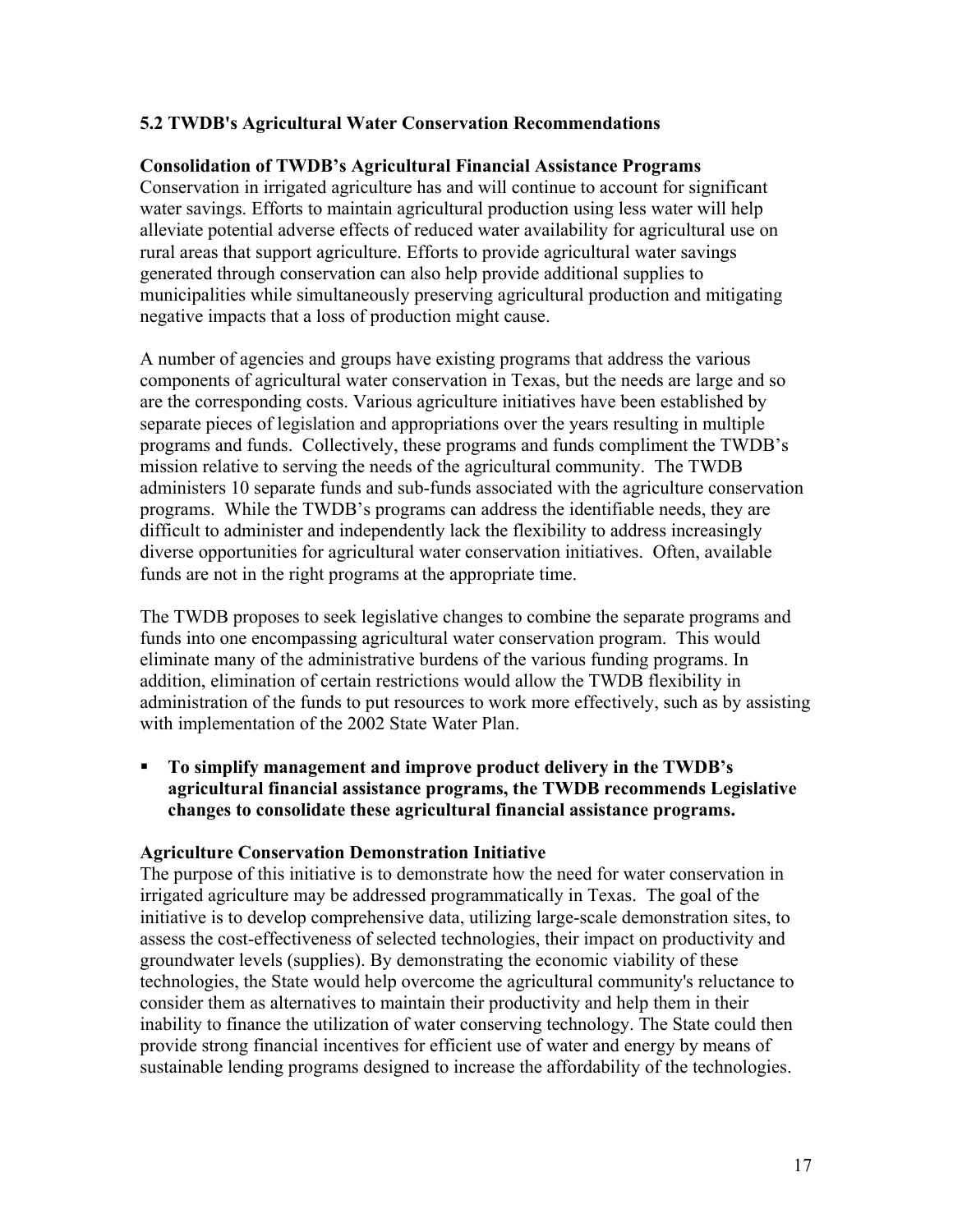### 5.2 TWDB's Agricultural Water Conservation Recommendations

**Consolidation of TWDB's Agricultural Financial Assistance Programs**

Conservation in irrigated agriculture has and will continue to account for significant water savings. Efforts to maintain agricultural production using less water will help alleviate potential adverse effects of reduced water availability for agricultural use on rural areas that support agriculture. Efforts to provide agricultural water savings generated through conservation can also help provide additional supplies to municipalities while simultaneously preserving agricultural production and mitigating negative impacts that a loss of production might cause.

A number of agencies and groups have existing programs that address the various components of agricultural water conservation in Texas, but the needs are large and so are the corresponding costs. Various agriculture initiatives have been established by separate pieces of legislation and appropriations over the years resulting in multiple programs and funds. Collectively, these programs and funds compliment the TWDB's mission relative to serving the needs of the agricultural community. The TWDB administers 10 separate funds and sub-funds associated with the agriculture conservation programs. While the TWDB's programs can address the identifiable needs, they are difficult to administer and independently lack the flexibility to address increasingly diverse opportunities for agricultural water conservation initiatives. Often, available funds are not in the right programs at the appropriate time.

The TWDB proposes to seek legislative changes to combine the separate programs and funds into one encompassing agricultural water conservation program. This would eliminate many of the administrative burdens of the various funding programs. In addition, elimination of certain restrictions would allow the TWDB flexibility in administration of the funds to put resources to work more effectively, such as by assisting with implementation of the 2002 State Water Plan.

- **To simplify management and improve product delivery in the TWDB's agricultural financial assistance programs, the TWDB recommends Legislative changes to consolidate these agricultural financial assistance programs.**

**Agriculture Conservation Demonstration Initiative**

The purpose of this initiative is to demonstrate how the need for water conservation in irrigated agriculture may be addressed programmatically in Texas. The goal of the initiative is to develop comprehensive data, utilizing large-scale demonstration sites, to assess the cost-effectiveness of selected technologies, their impact on productivity and groundwater levels (supplies). By demonstrating the economic viability of these technologies, the State would help overcome the agricultural community's reluctance to consider them as alternatives to maintain their productivity and help them in their inability to finance the utilization of water conserving technology. The State could then provide strong financial incentives for efficient use of water and energy by means of sustainable lending programs designed to increase the affordability of the technologies.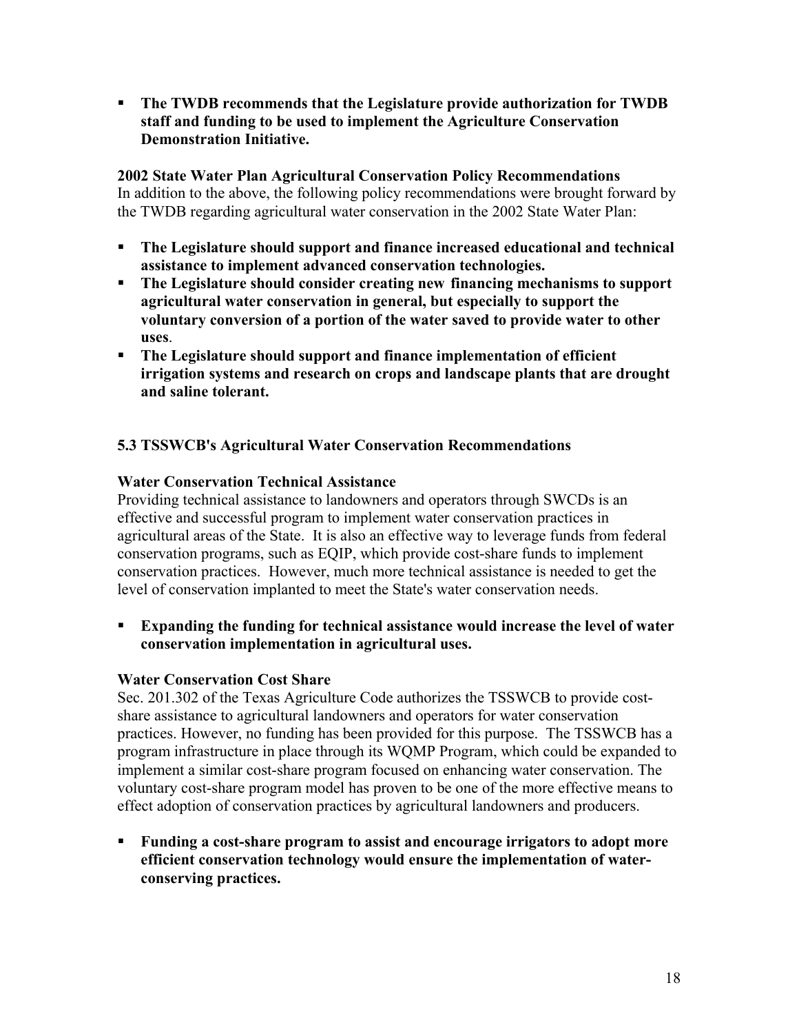- **The TWDB recommends that the Legislature provide authorization for TWDB staff and funding to be used to implement the Agriculture Conservation Demonstration Initiative.**

**2002 State Water Plan Agricultural Conservation Policy Recommendations**

In addition to the above, the following policy recommendations were brought forward by the TWDB regarding agricultural water conservation in the 2002 State Water Plan:

- **The Legislature should support and finance increased educational and technical assistance to implement advanced conservation technologies.**
- **The Legislature should consider creating new financing mechanisms to support agricultural water conservation in general, but especially to support the voluntary conversion of a portion of the water saved to provide water to other uses**.
- **The Legislature should support and finance implementation of efficient irrigation systems and research on crops and landscape plants that are drought and saline tolerant.**

## 5.3 TSSWCB's Agricultural Water Conservation Recommendations

**Water Conservation Technical Assistance**

Providing technical assistance to landowners and operators through SWCDs is an effective and successful program to implement water conservation practices in agricultural areas of the State. It is also an effective way to leverage funds from federal conservation programs, such as EQIP, which provide cost-share funds to implement conservation practices. However, much more technical assistance is needed to get the level of conservation implanted to meet the State's water conservation needs.

- **Expanding the funding for technical assistance would increase the level of water conservation implementation in agricultural uses.**

**Water Conservation Cost Share**

Sec. 201.302 of the Texas Agriculture Code authorizes the TSSWCB to provide cost-share assistance to agricultural landowners and operators for water conservation practices. However, no funding has been provided for this purpose. The TSSWCB has a program infrastructure in place through its WQMP Program, which could be expanded to implement a similar cost-share program focused on enhancing water conservation. The voluntary cost-share program model has proven to be one of the more effective means to effect adoption of conservation practices by agricultural landowners and producers.

- **Funding a cost-share program to assist and encourage irrigators to adopt more efficient conservation technology would ensure the implementation of water-conserving practices.**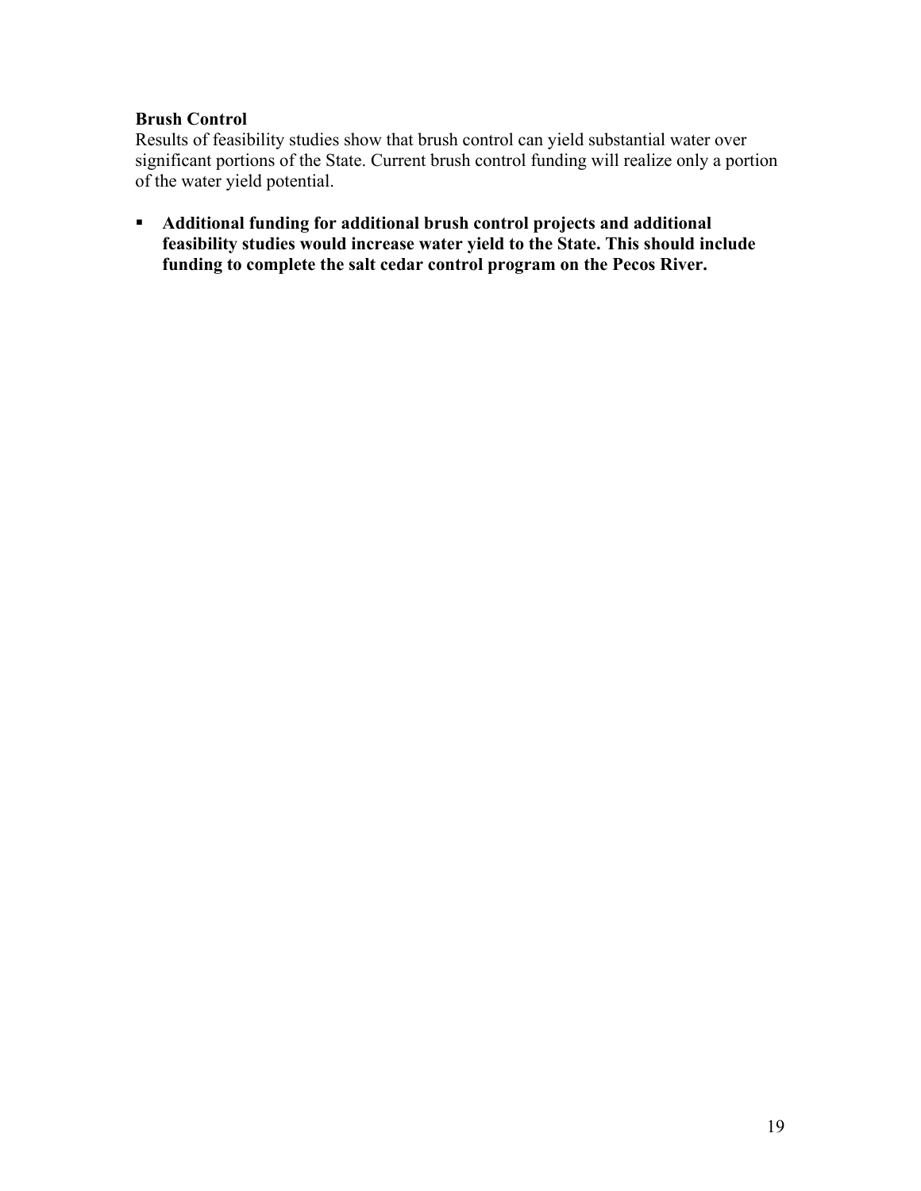**Brush Control**

Results of feasibility studies show that brush control can yield substantial water over significant portions of the State. Current brush control funding will realize only a portion of the water yield potential.

- **Additional funding for additional brush control projects and additional feasibility studies would increase water yield to the State. This should include funding to complete the salt cedar control program on the Pecos River.**